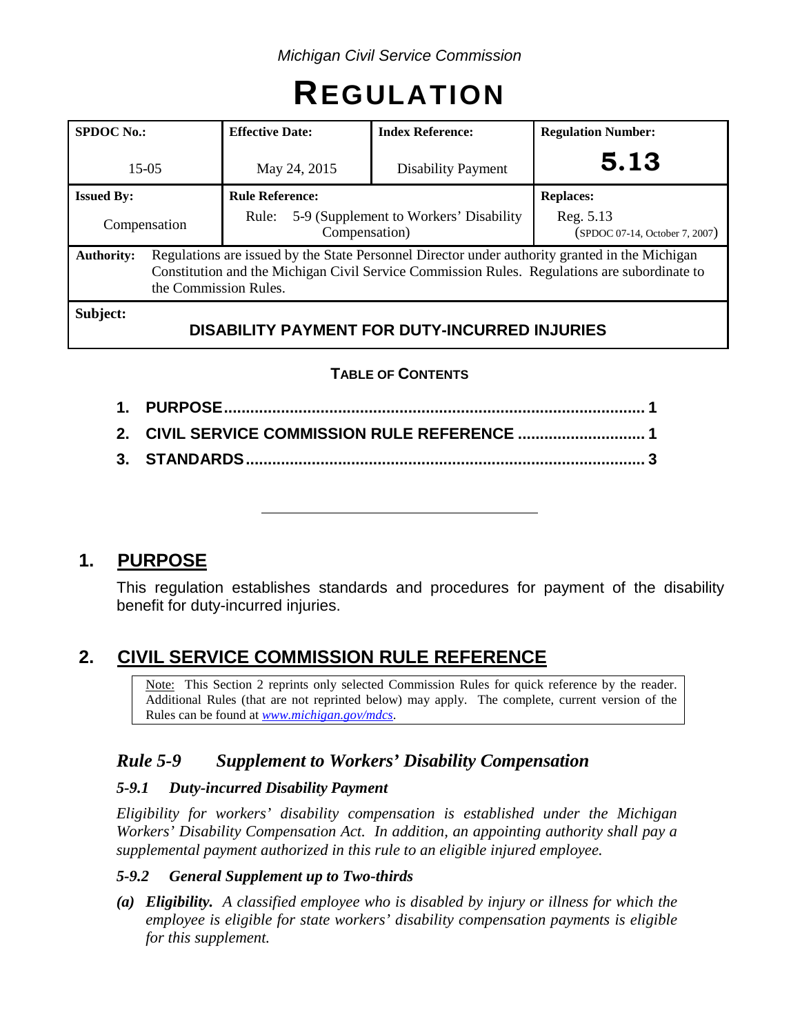*Michigan Civil Service Commission*

# REGULATION

| SPDOC No.: | Effective Date: | Index Reference: | Regulation Number: |
|---|---|---|---|
| 15-05 | May 24, 2015 | Disability Payment | **5.13** |
| **Issued By:** | **Rule Reference:** | | **Replaces:** |
| Compensation | Rule: 5-9 (Supplement to Workers' Disability Compensation) | | Reg. 5.13 (SPDOC 07-14, October 7, 2007) |
| **Authority:** | Regulations are issued by the State Personnel Director under authority granted in the Michigan Constitution and the Michigan Civil Service Commission Rules. Regulations are subordinate to the Commission Rules. | | |
| **Subject:** | **DISABILITY PAYMENT FOR DUTY-INCURRED INJURIES** | | |

**TABLE OF CONTENTS**

1. **PURPOSE** ........................................................ 1
2. **CIVIL SERVICE COMMISSION RULE REFERENCE** ........................ 1
3. **STANDARDS** ...................................................... 3

---

## 1. PURPOSE

This regulation establishes standards and procedures for payment of the disability benefit for duty-incurred injuries.

## 2. CIVIL SERVICE COMMISSION RULE REFERENCE

> Note: This Section 2 reprints only selected Commission Rules for quick reference by the reader. Additional Rules (that are not reprinted below) may apply. The complete, current version of the Rules can be found at *www.michigan.gov/mdcs*.

### *Rule 5-9 Supplement to Workers' Disability Compensation*

#### *5-9.1 Duty-incurred Disability Payment*

*Eligibility for workers' disability compensation is established under the Michigan Workers' Disability Compensation Act. In addition, an appointing authority shall pay a supplemental payment authorized in this rule to an eligible injured employee.*

#### *5-9.2 General Supplement up to Two-thirds*

*(a)* ***Eligibility.*** *A classified employee who is disabled by injury or illness for which the employee is eligible for state workers' disability compensation payments is eligible for this supplement.*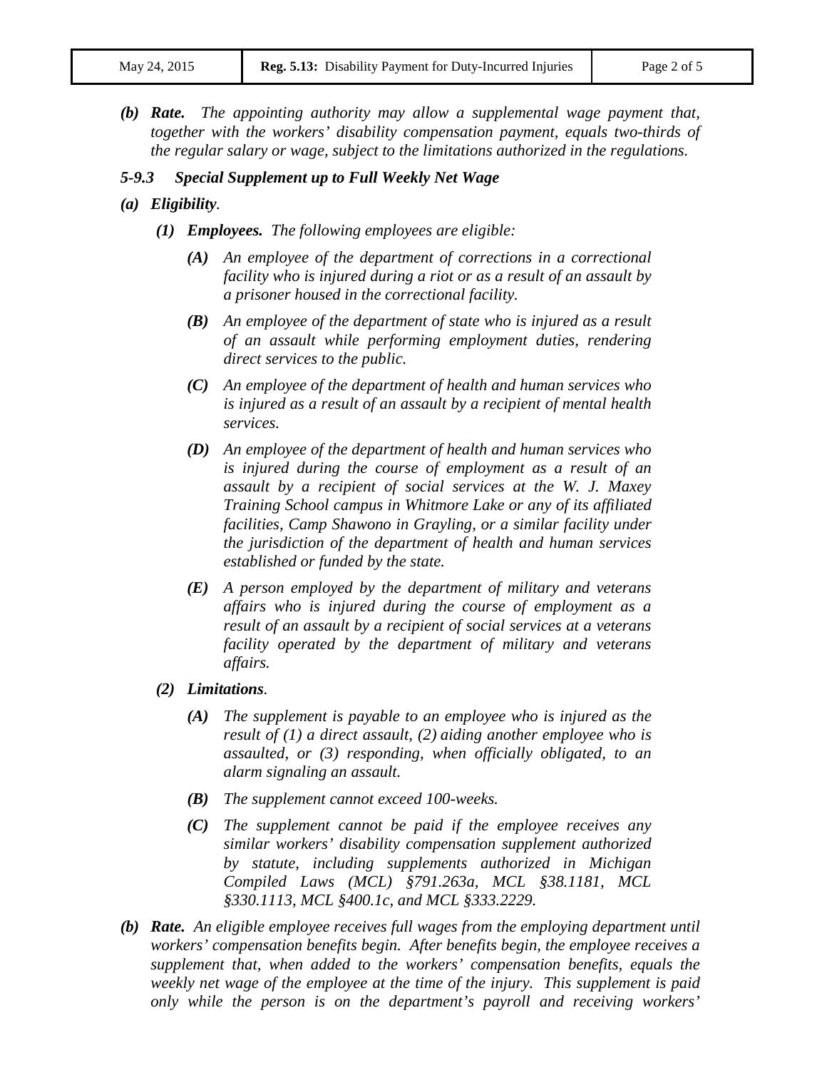*(b)* ***Rate.*** *The appointing authority may allow a supplemental wage payment that, together with the workers' disability compensation payment, equals two-thirds of the regular salary or wage, subject to the limitations authorized in the regulations.*

### *5-9.3 Special Supplement up to Full Weekly Net Wage*

*(a)* ***Eligibility****.*

*(1)* ***Employees.*** *The following employees are eligible:*

*(A)* *An employee of the department of corrections in a correctional facility who is injured during a riot or as a result of an assault by a prisoner housed in the correctional facility.*

*(B)* *An employee of the department of state who is injured as a result of an assault while performing employment duties, rendering direct services to the public.*

*(C)* *An employee of the department of health and human services who is injured as a result of an assault by a recipient of mental health services.*

*(D)* *An employee of the department of health and human services who is injured during the course of employment as a result of an assault by a recipient of social services at the W. J. Maxey Training School campus in Whitmore Lake or any of its affiliated facilities, Camp Shawono in Grayling, or a similar facility under the jurisdiction of the department of health and human services established or funded by the state.*

*(E)* *A person employed by the department of military and veterans affairs who is injured during the course of employment as a result of an assault by a recipient of social services at a veterans facility operated by the department of military and veterans affairs.*

*(2)* ***Limitations****.*

*(A)* *The supplement is payable to an employee who is injured as the result of (1) a direct assault, (2) aiding another employee who is assaulted, or (3) responding, when officially obligated, to an alarm signaling an assault.*

*(B)* *The supplement cannot exceed 100-weeks.*

*(C)* *The supplement cannot be paid if the employee receives any similar workers' disability compensation supplement authorized by statute, including supplements authorized in Michigan Compiled Laws (MCL) §791.263a, MCL §38.1181, MCL §330.1113, MCL §400.1c, and MCL §333.2229.*

*(b)* ***Rate.*** *An eligible employee receives full wages from the employing department until workers' compensation benefits begin. After benefits begin, the employee receives a supplement that, when added to the workers' compensation benefits, equals the weekly net wage of the employee at the time of the injury. This supplement is paid only while the person is on the department's payroll and receiving workers'*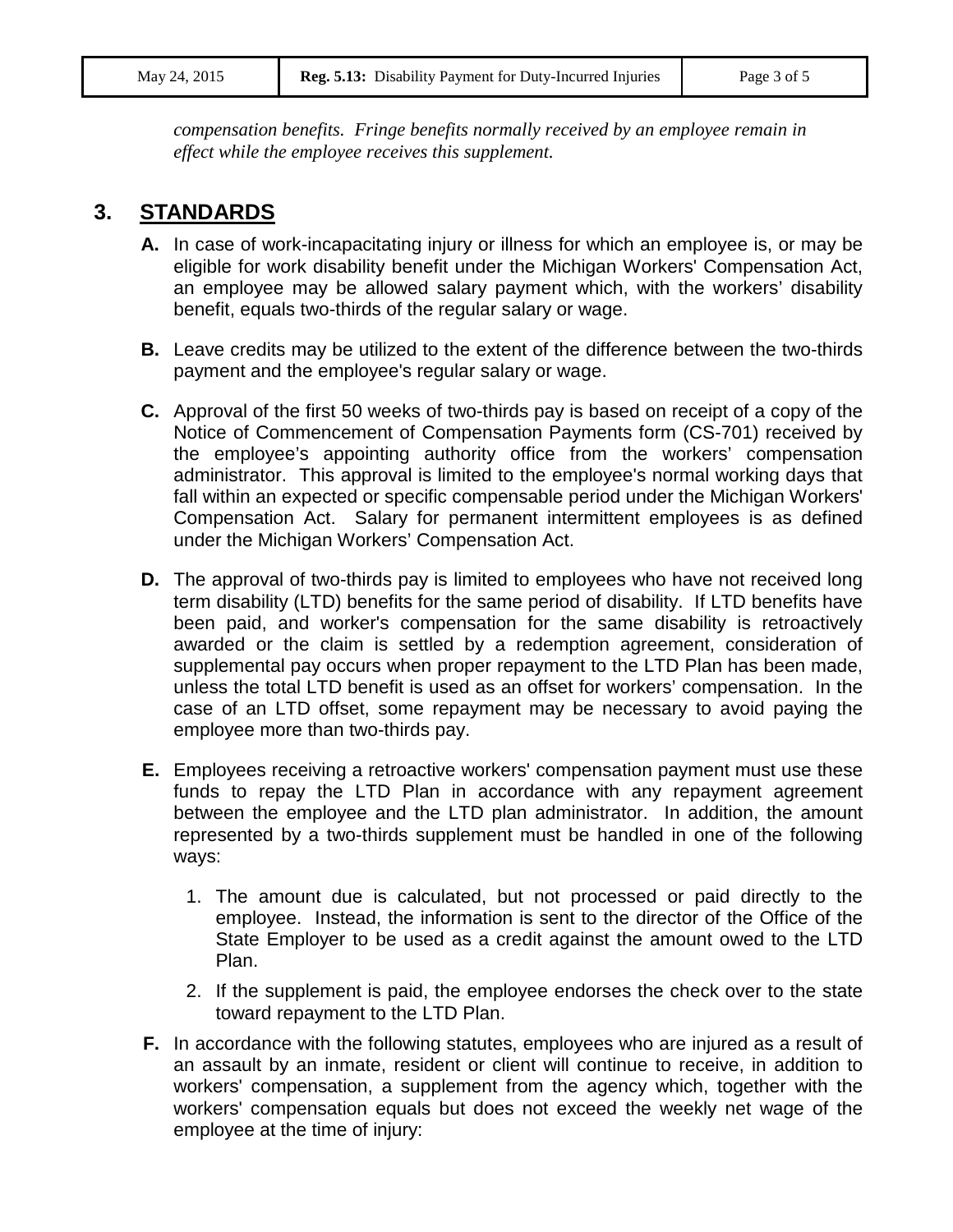*compensation benefits. Fringe benefits normally received by an employee remain in effect while the employee receives this supplement.*

## 3. STANDARDS

**A.** In case of work-incapacitating injury or illness for which an employee is, or may be eligible for work disability benefit under the Michigan Workers' Compensation Act, an employee may be allowed salary payment which, with the workers' disability benefit, equals two-thirds of the regular salary or wage.

**B.** Leave credits may be utilized to the extent of the difference between the two-thirds payment and the employee's regular salary or wage.

**C.** Approval of the first 50 weeks of two-thirds pay is based on receipt of a copy of the Notice of Commencement of Compensation Payments form (CS-701) received by the employee's appointing authority office from the workers' compensation administrator. This approval is limited to the employee's normal working days that fall within an expected or specific compensable period under the Michigan Workers' Compensation Act. Salary for permanent intermittent employees is as defined under the Michigan Workers' Compensation Act.

**D.** The approval of two-thirds pay is limited to employees who have not received long term disability (LTD) benefits for the same period of disability. If LTD benefits have been paid, and worker's compensation for the same disability is retroactively awarded or the claim is settled by a redemption agreement, consideration of supplemental pay occurs when proper repayment to the LTD Plan has been made, unless the total LTD benefit is used as an offset for workers' compensation. In the case of an LTD offset, some repayment may be necessary to avoid paying the employee more than two-thirds pay.

**E.** Employees receiving a retroactive workers' compensation payment must use these funds to repay the LTD Plan in accordance with any repayment agreement between the employee and the LTD plan administrator. In addition, the amount represented by a two-thirds supplement must be handled in one of the following ways:

1. The amount due is calculated, but not processed or paid directly to the employee. Instead, the information is sent to the director of the Office of the State Employer to be used as a credit against the amount owed to the LTD Plan.
2. If the supplement is paid, the employee endorses the check over to the state toward repayment to the LTD Plan.

**F.** In accordance with the following statutes, employees who are injured as a result of an assault by an inmate, resident or client will continue to receive, in addition to workers' compensation, a supplement from the agency which, together with the workers' compensation equals but does not exceed the weekly net wage of the employee at the time of injury: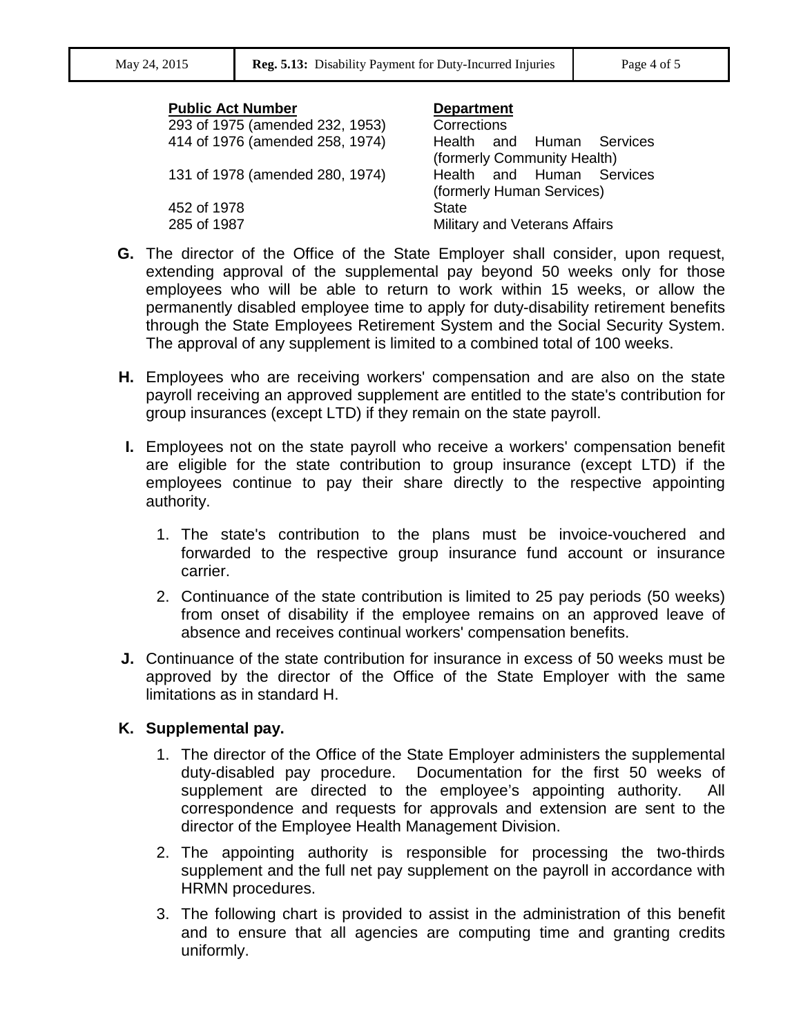| Public Act Number | Department |
|---|---|
| 293 of 1975 (amended 232, 1953) | Corrections |
| 414 of 1976 (amended 258, 1974) | Health and Human Services (formerly Community Health) |
| 131 of 1978 (amended 280, 1974) | Health and Human Services (formerly Human Services) |
| 452 of 1978 | State |
| 285 of 1987 | Military and Veterans Affairs |

**G.** The director of the Office of the State Employer shall consider, upon request, extending approval of the supplemental pay beyond 50 weeks only for those employees who will be able to return to work within 15 weeks, or allow the permanently disabled employee time to apply for duty-disability retirement benefits through the State Employees Retirement System and the Social Security System. The approval of any supplement is limited to a combined total of 100 weeks.

**H.** Employees who are receiving workers' compensation and are also on the state payroll receiving an approved supplement are entitled to the state's contribution for group insurances (except LTD) if they remain on the state payroll.

**I.** Employees not on the state payroll who receive a workers' compensation benefit are eligible for the state contribution to group insurance (except LTD) if the employees continue to pay their share directly to the respective appointing authority.

1. The state's contribution to the plans must be invoice-vouchered and forwarded to the respective group insurance fund account or insurance carrier.
2. Continuance of the state contribution is limited to 25 pay periods (50 weeks) from onset of disability if the employee remains on an approved leave of absence and receives continual workers' compensation benefits.

**J.** Continuance of the state contribution for insurance in excess of 50 weeks must be approved by the director of the Office of the State Employer with the same limitations as in standard H.

**K. Supplemental pay.**

1. The director of the Office of the State Employer administers the supplemental duty-disabled pay procedure. Documentation for the first 50 weeks of supplement are directed to the employee's appointing authority. All correspondence and requests for approvals and extension are sent to the director of the Employee Health Management Division.
2. The appointing authority is responsible for processing the two-thirds supplement and the full net pay supplement on the payroll in accordance with HRMN procedures.
3. The following chart is provided to assist in the administration of this benefit and to ensure that all agencies are computing time and granting credits uniformly.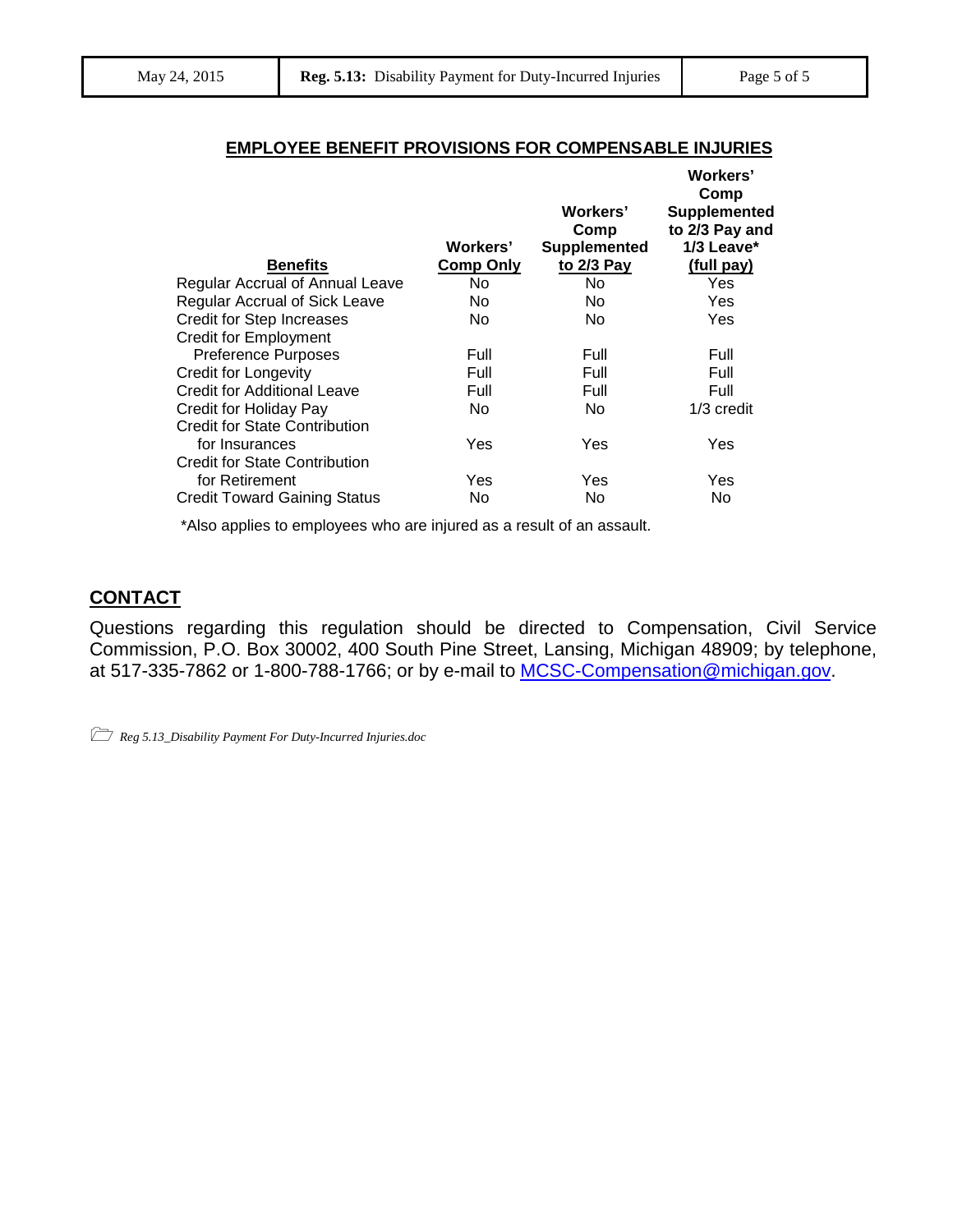**EMPLOYEE BENEFIT PROVISIONS FOR COMPENSABLE INJURIES**

| Benefits | Workers' Comp Only | Workers' Comp Supplemented to 2/3 Pay | Workers' Comp Supplemented to 2/3 Pay and 1/3 Leave* (full pay) |
|---|---|---|---|
| Regular Accrual of Annual Leave | No | No | Yes |
| Regular Accrual of Sick Leave | No | No | Yes |
| Credit for Step Increases | No | No | Yes |
| Credit for Employment Preference Purposes | Full | Full | Full |
| Credit for Longevity | Full | Full | Full |
| Credit for Additional Leave | Full | Full | Full |
| Credit for Holiday Pay | No | No | 1/3 credit |
| Credit for State Contribution for Insurances | Yes | Yes | Yes |
| Credit for State Contribution for Retirement | Yes | Yes | Yes |
| Credit Toward Gaining Status | No | No | No |

*Also applies to employees who are injured as a result of an assault.

## CONTACT

Questions regarding this regulation should be directed to Compensation, Civil Service Commission, P.O. Box 30002, 400 South Pine Street, Lansing, Michigan 48909; by telephone, at 517-335-7862 or 1-800-788-1766; or by e-mail to MCSC-Compensation@michigan.gov.

*Reg 5.13_Disability Payment For Duty-Incurred Injuries.doc*